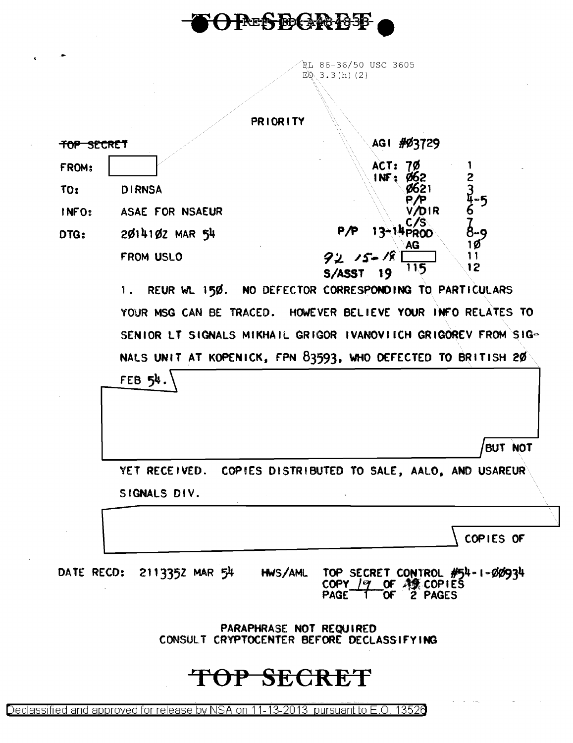TOP SECRET

REF ID: A2848338

PL 86-36/50 USC 3605
EO 3.3(h)(2)

PRIORITY

~~TOP SECRET~~

AGI #Ø3729

FROM: [REDACTED]

TO: DIRNSA

INFO: ASAE FOR NSAEUR

DTG: 2Ø141ØZ MAR 54

FROM USLO

| | | |
|---|---|---|
| ACT: | 7Ø | 1 |
| INF: | Ø62 | 2 |
| | Ø621 | 3 |
| | P/P | 4-5 |
| | V/DIR | 6 |
| | C/S | 7 |
| P/P 13-14 | PROD | 8-9 |
| | AG | 1Ø |
| 92 15-18 | [REDACTED] | 11 |
| S/ASST 19 | 115 | 12 |

1. REUR WL 15Ø. NO DEFECTOR CORRESPONDING TO PARTICULARS YOUR MSG CAN BE TRACED. HOWEVER BELIEVE YOUR INFO RELATES TO SENIOR LT SIGNALS MIKHAIL GRIGOR IVANOVIICH GRIGOREV FROM SIGNALS UNIT AT KOPENICK, FPN 83593, WHO DEFECTED TO BRITISH 2Ø FEB 54. [REDACTED] BUT NOT YET RECEIVED. COPIES DISTRIBUTED TO SALE, AALO, AND USAREUR SIGNALS DIV.

[REDACTED] COPIES OF

DATE RECD: 211335Z MAR 54    HWS/AML    TOP SECRET CONTROL #54-1-ØØ934
COPY 19 OF 19 COPIES
PAGE 1 OF 2 PAGES

PARAPHRASE NOT REQUIRED
CONSULT CRYPTOCENTER BEFORE DECLASSIFYING

TOP SECRET

Declassified and approved for release by NSA on 11-13-2013 pursuant to E.O. 13526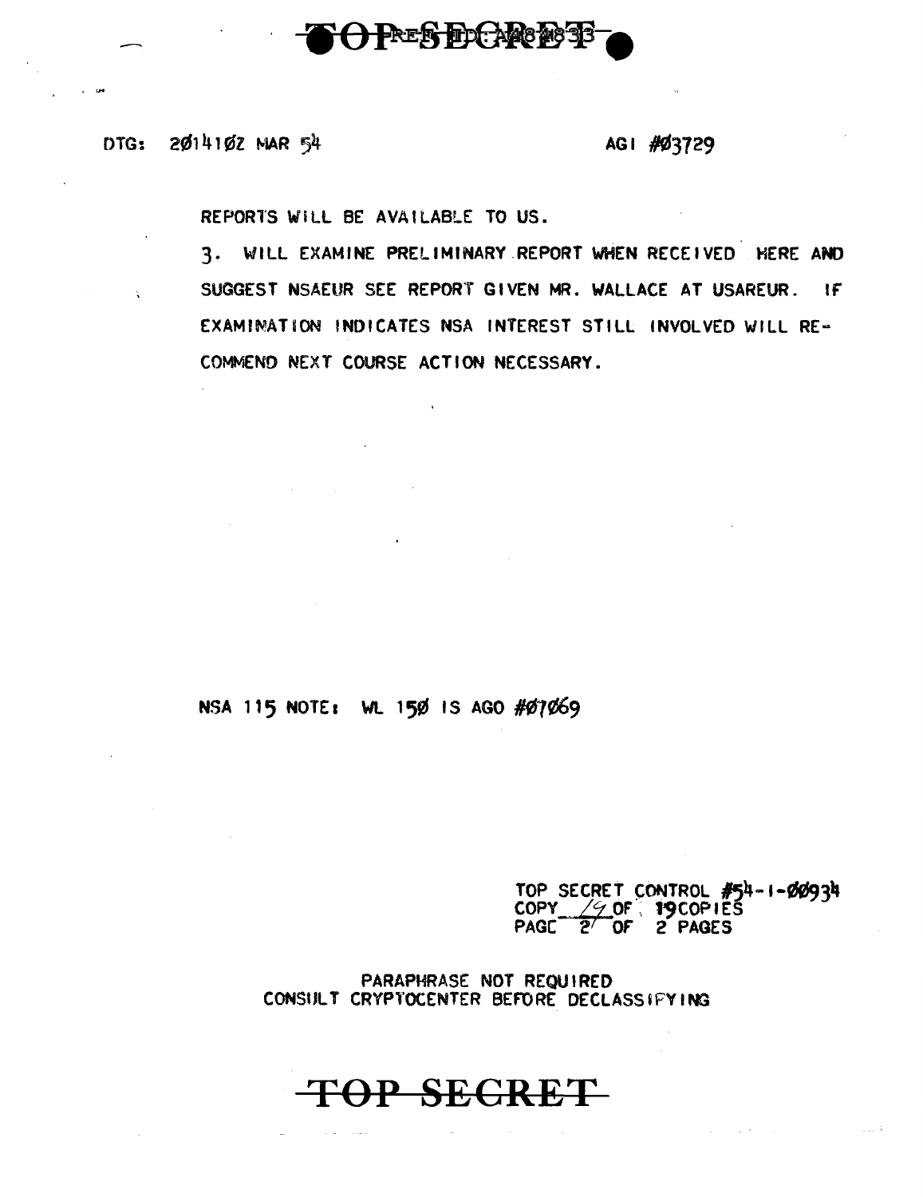DTG: 2Ø141ØZ MAR 54 AGI #Ø3729

REPORTS WILL BE AVAILABLE TO US.

3. WILL EXAMINE PRELIMINARY REPORT WHEN RECEIVED HERE AND SUGGEST NSAEUR SEE REPORT GIVEN MR. WALLACE AT USAREUR. IF EXAMINATION INDICATES NSA INTEREST STILL INVOLVED WILL RECOMMEND NEXT COURSE ACTION NECESSARY.

NSA 115 NOTE: WL 15Ø IS AGO #Ø7Ø69

TOP SECRET CONTROL #54-1-ØØ934
COPY 19 OF 19 COPIES
PAGE 2 OF 2 PAGES

PARAPHRASE NOT REQUIRED
CONSULT CRYPTOCENTER BEFORE DECLASSIFYING

TOP SECRET